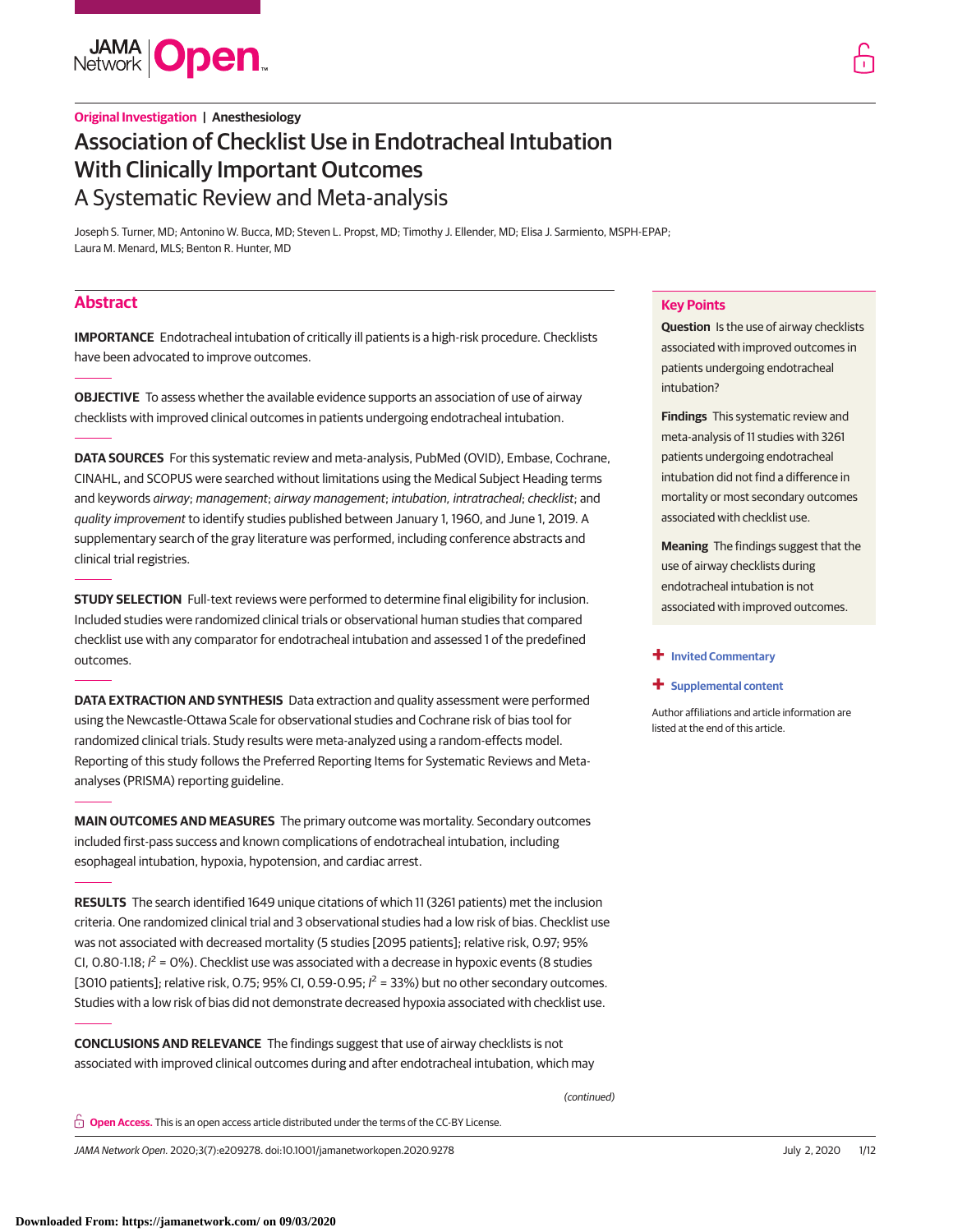Original Investigation | Anesthesiology

# Association of Checklist Use in Endotracheal Intubation With Clinically Important Outcomes

## A Systematic Review and Meta-analysis

Joseph S. Turner, MD; Antonino W. Bucca, MD; Steven L. Propst, MD; Timothy J. Ellender, MD; Elisa J. Sarmiento, MSPH-EPAP; Laura M. Menard, MLS; Benton R. Hunter, MD

## Abstract

**IMPORTANCE** Endotracheal intubation of critically ill patients is a high-risk procedure. Checklists have been advocated to improve outcomes.

**OBJECTIVE** To assess whether the available evidence supports an association of use of airway checklists with improved clinical outcomes in patients undergoing endotracheal intubation.

**DATA SOURCES** For this systematic review and meta-analysis, PubMed (OVID), Embase, Cochrane, CINAHL, and SCOPUS were searched without limitations using the Medical Subject Heading terms and keywords *airway*; *management*; *airway management*; *intubation, intratracheal*; *checklist*; and *quality improvement* to identify studies published between January 1, 1960, and June 1, 2019. A supplementary search of the gray literature was performed, including conference abstracts and clinical trial registries.

**STUDY SELECTION** Full-text reviews were performed to determine final eligibility for inclusion. Included studies were randomized clinical trials or observational human studies that compared checklist use with any comparator for endotracheal intubation and assessed 1 of the predefined outcomes.

**DATA EXTRACTION AND SYNTHESIS** Data extraction and quality assessment were performed using the Newcastle-Ottawa Scale for observational studies and Cochrane risk of bias tool for randomized clinical trials. Study results were meta-analyzed using a random-effects model. Reporting of this study follows the Preferred Reporting Items for Systematic Reviews and Meta-analyses (PRISMA) reporting guideline.

**MAIN OUTCOMES AND MEASURES** The primary outcome was mortality. Secondary outcomes included first-pass success and known complications of endotracheal intubation, including esophageal intubation, hypoxia, hypotension, and cardiac arrest.

**RESULTS** The search identified 1649 unique citations of which 11 (3261 patients) met the inclusion criteria. One randomized clinical trial and 3 observational studies had a low risk of bias. Checklist use was not associated with decreased mortality (5 studies [2095 patients]; relative risk, 0.97; 95% CI, 0.80-1.18; $I^2$ = 0%). Checklist use was associated with a decrease in hypoxic events (8 studies [3010 patients]; relative risk, 0.75; 95% CI, 0.59-0.95; $I^2$ = 33%) but no other secondary outcomes. Studies with a low risk of bias did not demonstrate decreased hypoxia associated with checklist use.

**CONCLUSIONS AND RELEVANCE** The findings suggest that use of airway checklists is not associated with improved clinical outcomes during and after endotracheal intubation, which may

(continued)

## Key Points

**Question** Is the use of airway checklists associated with improved outcomes in patients undergoing endotracheal intubation?

**Findings** This systematic review and meta-analysis of 11 studies with 3261 patients undergoing endotracheal intubation did not find a difference in mortality or most secondary outcomes associated with checklist use.

**Meaning** The findings suggest that the use of airway checklists during endotracheal intubation is not associated with improved outcomes.

+ Invited Commentary

+ Supplemental content

Author affiliations and article information are listed at the end of this article.

**Open Access.** This is an open access article distributed under the terms of the CC-BY License.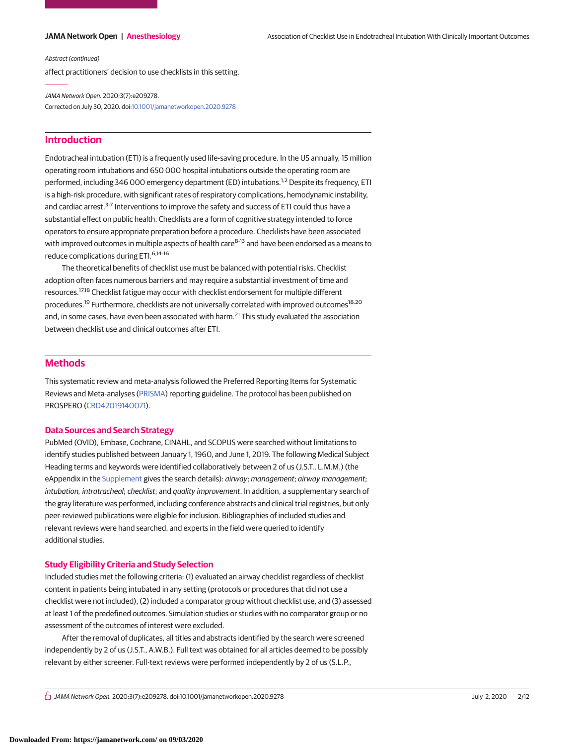Abstract (continued)

affect practitioners' decision to use checklists in this setting.

*JAMA Network Open*. 2020;3(7):e209278.
Corrected on July 30, 2020. doi:10.1001/jamanetworkopen.2020.9278

## Introduction

Endotracheal intubation (ETI) is a frequently used life-saving procedure. In the US annually, 15 million operating room intubations and 650 000 hospital intubations outside the operating room are performed, including 346 000 emergency department (ED) intubations.[1,2] Despite its frequency, ETI is a high-risk procedure, with significant rates of respiratory complications, hemodynamic instability, and cardiac arrest.[3-7] Interventions to improve the safety and success of ETI could thus have a substantial effect on public health. Checklists are a form of cognitive strategy intended to force operators to ensure appropriate preparation before a procedure. Checklists have been associated with improved outcomes in multiple aspects of health care[8-13] and have been endorsed as a means to reduce complications during ETI.[6,14-16]

The theoretical benefits of checklist use must be balanced with potential risks. Checklist adoption often faces numerous barriers and may require a substantial investment of time and resources.[17,18] Checklist fatigue may occur with checklist endorsement for multiple different procedures.[19] Furthermore, checklists are not universally correlated with improved outcomes[18,20] and, in some cases, have even been associated with harm.[21] This study evaluated the association between checklist use and clinical outcomes after ETI.

## Methods

This systematic review and meta-analysis followed the Preferred Reporting Items for Systematic Reviews and Meta-analyses (PRISMA) reporting guideline. The protocol has been published on PROSPERO (CRD42019140071).

### Data Sources and Search Strategy

PubMed (OVID), Embase, Cochrane, CINAHL, and SCOPUS were searched without limitations to identify studies published between January 1, 1960, and June 1, 2019. The following Medical Subject Heading terms and keywords were identified collaboratively between 2 of us (J.S.T., L.M.M.) (the eAppendix in the Supplement gives the search details): *airway*; *management*; *airway management*; *intubation, intratracheal*; *checklist*; and *quality improvement*. In addition, a supplementary search of the gray literature was performed, including conference abstracts and clinical trial registries, but only peer-reviewed publications were eligible for inclusion. Bibliographies of included studies and relevant reviews were hand searched, and experts in the field were queried to identify additional studies.

### Study Eligibility Criteria and Study Selection

Included studies met the following criteria: (1) evaluated an airway checklist regardless of checklist content in patients being intubated in any setting (protocols or procedures that did not use a checklist were not included), (2) included a comparator group without checklist use, and (3) assessed at least 1 of the predefined outcomes. Simulation studies or studies with no comparator group or no assessment of the outcomes of interest were excluded.

After the removal of duplicates, all titles and abstracts identified by the search were screened independently by 2 of us (J.S.T., A.W.B.). Full text was obtained for all articles deemed to be possibly relevant by either screener. Full-text reviews were performed independently by 2 of us (S.L.P.,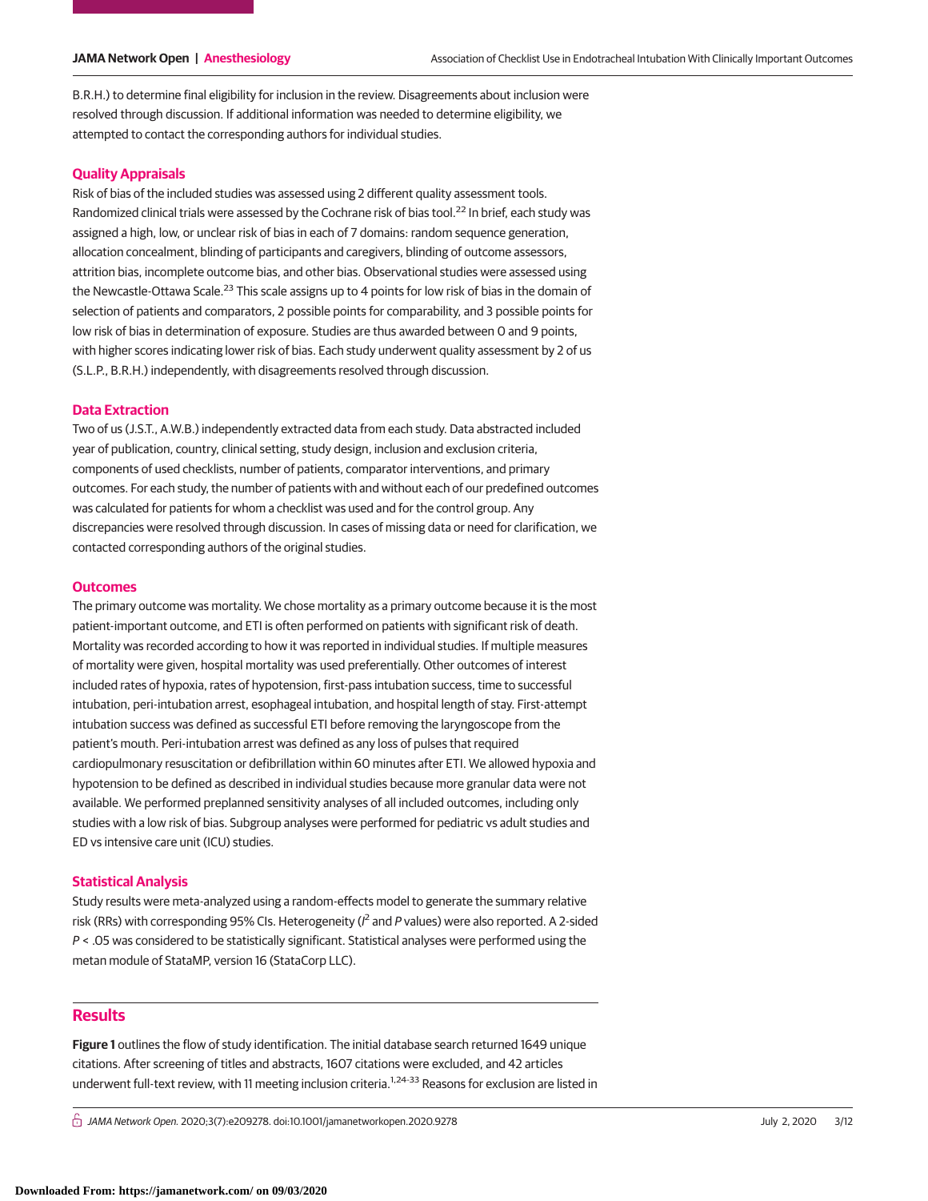B.R.H.) to determine final eligibility for inclusion in the review. Disagreements about inclusion were resolved through discussion. If additional information was needed to determine eligibility, we attempted to contact the corresponding authors for individual studies.

## Quality Appraisals

Risk of bias of the included studies was assessed using 2 different quality assessment tools. Randomized clinical trials were assessed by the Cochrane risk of bias tool.[22] In brief, each study was assigned a high, low, or unclear risk of bias in each of 7 domains: random sequence generation, allocation concealment, blinding of participants and caregivers, blinding of outcome assessors, attrition bias, incomplete outcome bias, and other bias. Observational studies were assessed using the Newcastle-Ottawa Scale.[23] This scale assigns up to 4 points for low risk of bias in the domain of selection of patients and comparators, 2 possible points for comparability, and 3 possible points for low risk of bias in determination of exposure. Studies are thus awarded between 0 and 9 points, with higher scores indicating lower risk of bias. Each study underwent quality assessment by 2 of us (S.L.P., B.R.H.) independently, with disagreements resolved through discussion.

## Data Extraction

Two of us (J.S.T., A.W.B.) independently extracted data from each study. Data abstracted included year of publication, country, clinical setting, study design, inclusion and exclusion criteria, components of used checklists, number of patients, comparator interventions, and primary outcomes. For each study, the number of patients with and without each of our predefined outcomes was calculated for patients for whom a checklist was used and for the control group. Any discrepancies were resolved through discussion. In cases of missing data or need for clarification, we contacted corresponding authors of the original studies.

## Outcomes

The primary outcome was mortality. We chose mortality as a primary outcome because it is the most patient-important outcome, and ETI is often performed on patients with significant risk of death. Mortality was recorded according to how it was reported in individual studies. If multiple measures of mortality were given, hospital mortality was used preferentially. Other outcomes of interest included rates of hypoxia, rates of hypotension, first-pass intubation success, time to successful intubation, peri-intubation arrest, esophageal intubation, and hospital length of stay. First-attempt intubation success was defined as successful ETI before removing the laryngoscope from the patient's mouth. Peri-intubation arrest was defined as any loss of pulses that required cardiopulmonary resuscitation or defibrillation within 60 minutes after ETI. We allowed hypoxia and hypotension to be defined as described in individual studies because more granular data were not available. We performed preplanned sensitivity analyses of all included outcomes, including only studies with a low risk of bias. Subgroup analyses were performed for pediatric vs adult studies and ED vs intensive care unit (ICU) studies.

## Statistical Analysis

Study results were meta-analyzed using a random-effects model to generate the summary relative risk (RRs) with corresponding 95% CIs. Heterogeneity ($I^2$ and *P* values) were also reported. A 2-sided $P < .05$ was considered to be statistically significant. Statistical analyses were performed using the metan module of StataMP, version 16 (StataCorp LLC).

# Results

**Figure 1** outlines the flow of study identification. The initial database search returned 1649 unique citations. After screening of titles and abstracts, 1607 citations were excluded, and 42 articles underwent full-text review, with 11 meeting inclusion criteria.[1,24-33] Reasons for exclusion are listed in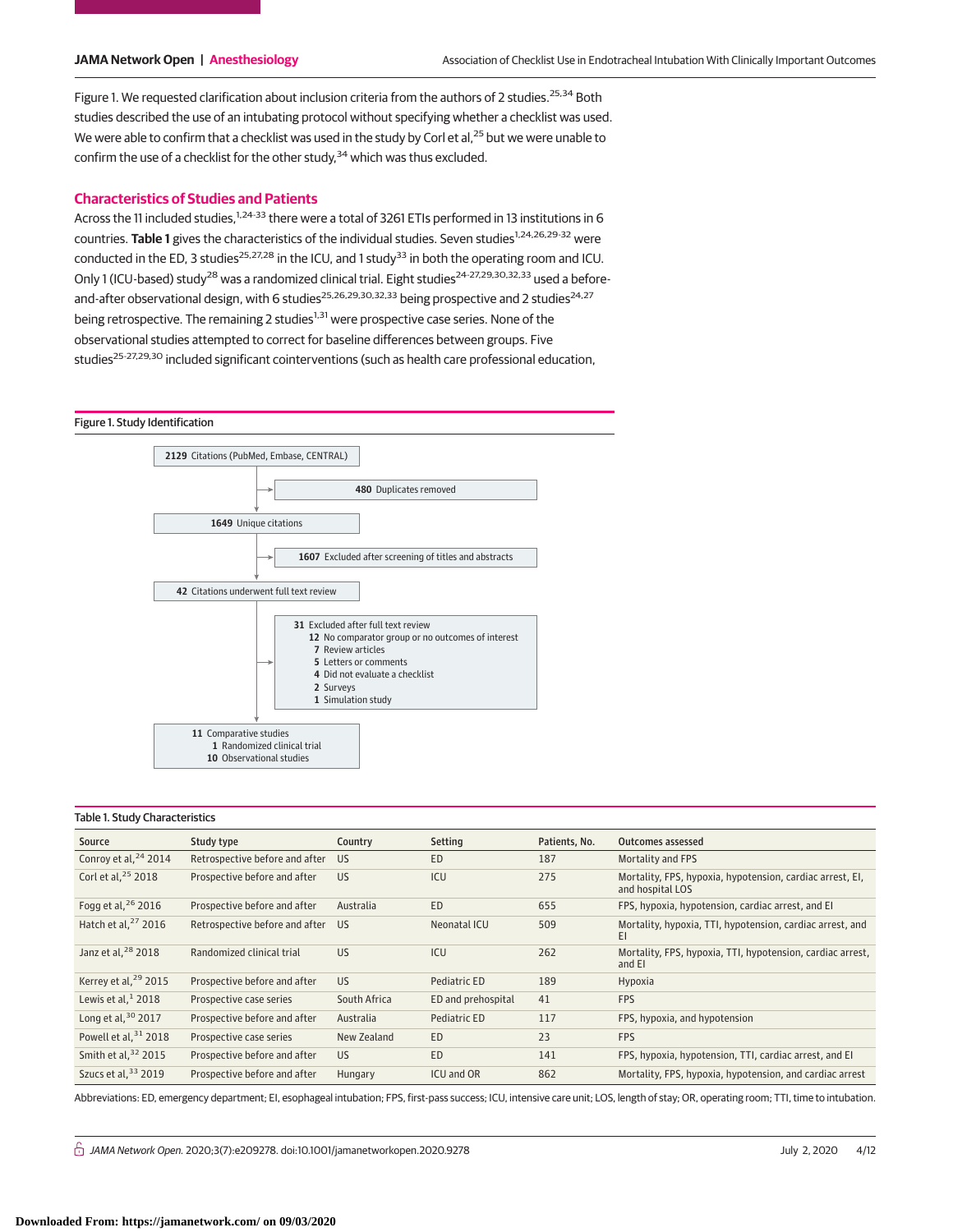Figure 1. We requested clarification about inclusion criteria from the authors of 2 studies.[25,34] Both studies described the use of an intubating protocol without specifying whether a checklist was used. We were able to confirm that a checklist was used in the study by Corl et al,[25] but we were unable to confirm the use of a checklist for the other study,[34] which was thus excluded.

## Characteristics of Studies and Patients

Across the 11 included studies,[1,24-33] there were a total of 3261 ETIs performed in 13 institutions in 6 countries. **Table 1** gives the characteristics of the individual studies. Seven studies[1,24,26,29-32] were conducted in the ED, 3 studies[25,27,28] in the ICU, and 1 study[33] in both the operating room and ICU. Only 1 (ICU-based) study[28] was a randomized clinical trial. Eight studies[24-27,29,30,32,33] used a before-and-after observational design, with 6 studies[25,26,29,30,32,33] being prospective and 2 studies[24,27] being retrospective. The remaining 2 studies[1,31] were prospective case series. None of the observational studies attempted to correct for baseline differences between groups. Five studies[25-27,29,30] included significant cointerventions (such as health care professional education,

Figure 1. Study Identification

- **2129** Citations (PubMed, Embase, CENTRAL)
  - **480** Duplicates removed
- **1649** Unique citations
  - **1607** Excluded after screening of titles and abstracts
- **42** Citations underwent full text review
  - **31** Excluded after full text review
    - **12** No comparator group or no outcomes of interest
    - **7** Review articles
    - **5** Letters or comments
    - **4** Did not evaluate a checklist
    - **2** Surveys
    - **1** Simulation study
- **11** Comparative studies
  - **1** Randomized clinical trial
  - **10** Observational studies

Table 1. Study Characteristics

| Source | Study type | Country | Setting | Patients, No. | Outcomes assessed |
|---|---|---|---|---|---|
| Conroy et al,[24] 2014 | Retrospective before and after | US | ED | 187 | Mortality and FPS |
| Corl et al,[25] 2018 | Prospective before and after | US | ICU | 275 | Mortality, FPS, hypoxia, hypotension, cardiac arrest, EI, and hospital LOS |
| Fogg et al,[26] 2016 | Prospective before and after | Australia | ED | 655 | FPS, hypoxia, hypotension, cardiac arrest, and EI |
| Hatch et al,[27] 2016 | Retrospective before and after | US | Neonatal ICU | 509 | Mortality, hypoxia, TTI, hypotension, cardiac arrest, and EI |
| Janz et al,[28] 2018 | Randomized clinical trial | US | ICU | 262 | Mortality, FPS, hypoxia, TTI, hypotension, cardiac arrest, and EI |
| Kerrey et al,[29] 2015 | Prospective before and after | US | Pediatric ED | 189 | Hypoxia |
| Lewis et al,[1] 2018 | Prospective case series | South Africa | ED and prehospital | 41 | FPS |
| Long et al,[30] 2017 | Prospective before and after | Australia | Pediatric ED | 117 | FPS, hypoxia, and hypotension |
| Powell et al,[31] 2018 | Prospective case series | New Zealand | ED | 23 | FPS |
| Smith et al,[32] 2015 | Prospective before and after | US | ED | 141 | FPS, hypoxia, hypotension, TTI, cardiac arrest, and EI |
| Szucs et al,[33] 2019 | Prospective before and after | Hungary | ICU and OR | 862 | Mortality, FPS, hypoxia, hypotension, and cardiac arrest |

Abbreviations: ED, emergency department; EI, esophageal intubation; FPS, first-pass success; ICU, intensive care unit; LOS, length of stay; OR, operating room; TTI, time to intubation.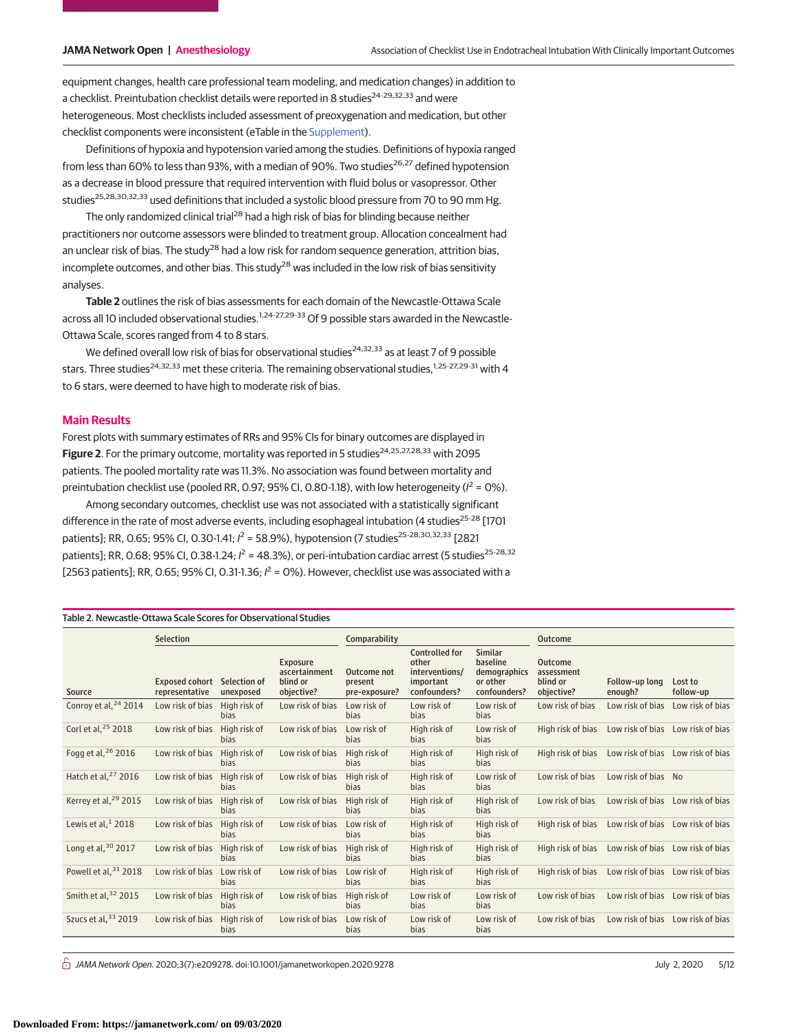equipment changes, health care professional team modeling, and medication changes) in addition to a checklist. Preintubation checklist details were reported in 8 studies[24-29,32,33] and were heterogeneous. Most checklists included assessment of preoxygenation and medication, but other checklist components were inconsistent (eTable in the Supplement).

Definitions of hypoxia and hypotension varied among the studies. Definitions of hypoxia ranged from less than 60% to less than 93%, with a median of 90%. Two studies[26,27] defined hypotension as a decrease in blood pressure that required intervention with fluid bolus or vasopressor. Other studies[25,28,30,32,33] used definitions that included a systolic blood pressure from 70 to 90 mm Hg.

The only randomized clinical trial[28] had a high risk of bias for blinding because neither practitioners nor outcome assessors were blinded to treatment group. Allocation concealment had an unclear risk of bias. The study[28] had a low risk for random sequence generation, attrition bias, incomplete outcomes, and other bias. This study[28] was included in the low risk of bias sensitivity analyses.

**Table 2** outlines the risk of bias assessments for each domain of the Newcastle-Ottawa Scale across all 10 included observational studies.[1,24-27,29-33] Of 9 possible stars awarded in the Newcastle-Ottawa Scale, scores ranged from 4 to 8 stars.

We defined overall low risk of bias for observational studies[24,32,33] as at least 7 of 9 possible stars. Three studies[24,32,33] met these criteria. The remaining observational studies,[1,25-27,29-31] with 4 to 6 stars, were deemed to have high to moderate risk of bias.

## Main Results

Forest plots with summary estimates of RRs and 95% CIs for binary outcomes are displayed in **Figure 2**. For the primary outcome, mortality was reported in 5 studies[24,25,27,28,33] with 2095 patients. The pooled mortality rate was 11.3%. No association was found between mortality and preintubation checklist use (pooled RR, 0.97; 95% CI, 0.80-1.18), with low heterogeneity ($I^2$ = 0%).

Among secondary outcomes, checklist use was not associated with a statistically significant difference in the rate of most adverse events, including esophageal intubation (4 studies[25-28] [1701 patients]; RR, 0.65; 95% CI, 0.30-1.41; $I^2$ = 58.9%), hypotension (7 studies[25-28,30,32,33] [2821 patients]; RR, 0.68; 95% CI, 0.38-1.24; $I^2$ = 48.3%), or peri-intubation cardiac arrest (5 studies[25-28,32] [2563 patients]; RR, 0.65; 95% CI, 0.31-1.36; $I^2$ = 0%). However, checklist use was associated with a

Table 2. Newcastle-Ottawa Scale Scores for Observational Studies

| | Selection | | | Comparability | | | Outcome | | |
|---|---|---|---|---|---|---|---|---|---|
| Source | Exposed cohort representative | Selection of unexposed | Exposure ascertainment blind or objective? | Outcome not present pre-exposure? | Controlled for other interventions/ important confounders? | Similar baseline demographics or other confounders? | Outcome assessment blind or objective? | Follow-up long enough? | Lost to follow-up |
| Conroy et al,[24] 2014 | Low risk of bias | High risk of bias | Low risk of bias | Low risk of bias | Low risk of bias | Low risk of bias | Low risk of bias | Low risk of bias | Low risk of bias |
| Corl et al,[25] 2018 | Low risk of bias | High risk of bias | Low risk of bias | Low risk of bias | High risk of bias | Low risk of bias | High risk of bias | Low risk of bias | Low risk of bias |
| Fogg et al,[26] 2016 | Low risk of bias | High risk of bias | Low risk of bias | High risk of bias | High risk of bias | High risk of bias | High risk of bias | Low risk of bias | Low risk of bias |
| Hatch et al,[27] 2016 | Low risk of bias | High risk of bias | Low risk of bias | High risk of bias | High risk of bias | Low risk of bias | Low risk of bias | Low risk of bias | No |
| Kerrey et al,[29] 2015 | Low risk of bias | High risk of bias | Low risk of bias | High risk of bias | High risk of bias | High risk of bias | Low risk of bias | Low risk of bias | Low risk of bias |
| Lewis et al,[1] 2018 | Low risk of bias | High risk of bias | Low risk of bias | Low risk of bias | High risk of bias | High risk of bias | High risk of bias | Low risk of bias | Low risk of bias |
| Long et al,[30] 2017 | Low risk of bias | High risk of bias | Low risk of bias | High risk of bias | High risk of bias | High risk of bias | High risk of bias | Low risk of bias | Low risk of bias |
| Powell et al,[31] 2018 | Low risk of bias | Low risk of bias | Low risk of bias | Low risk of bias | High risk of bias | High risk of bias | High risk of bias | Low risk of bias | Low risk of bias |
| Smith et al,[32] 2015 | Low risk of bias | High risk of bias | Low risk of bias | High risk of bias | Low risk of bias | Low risk of bias | Low risk of bias | Low risk of bias | Low risk of bias |
| Szucs et al,[33] 2019 | Low risk of bias | High risk of bias | Low risk of bias | Low risk of bias | Low risk of bias | Low risk of bias | Low risk of bias | Low risk of bias | Low risk of bias |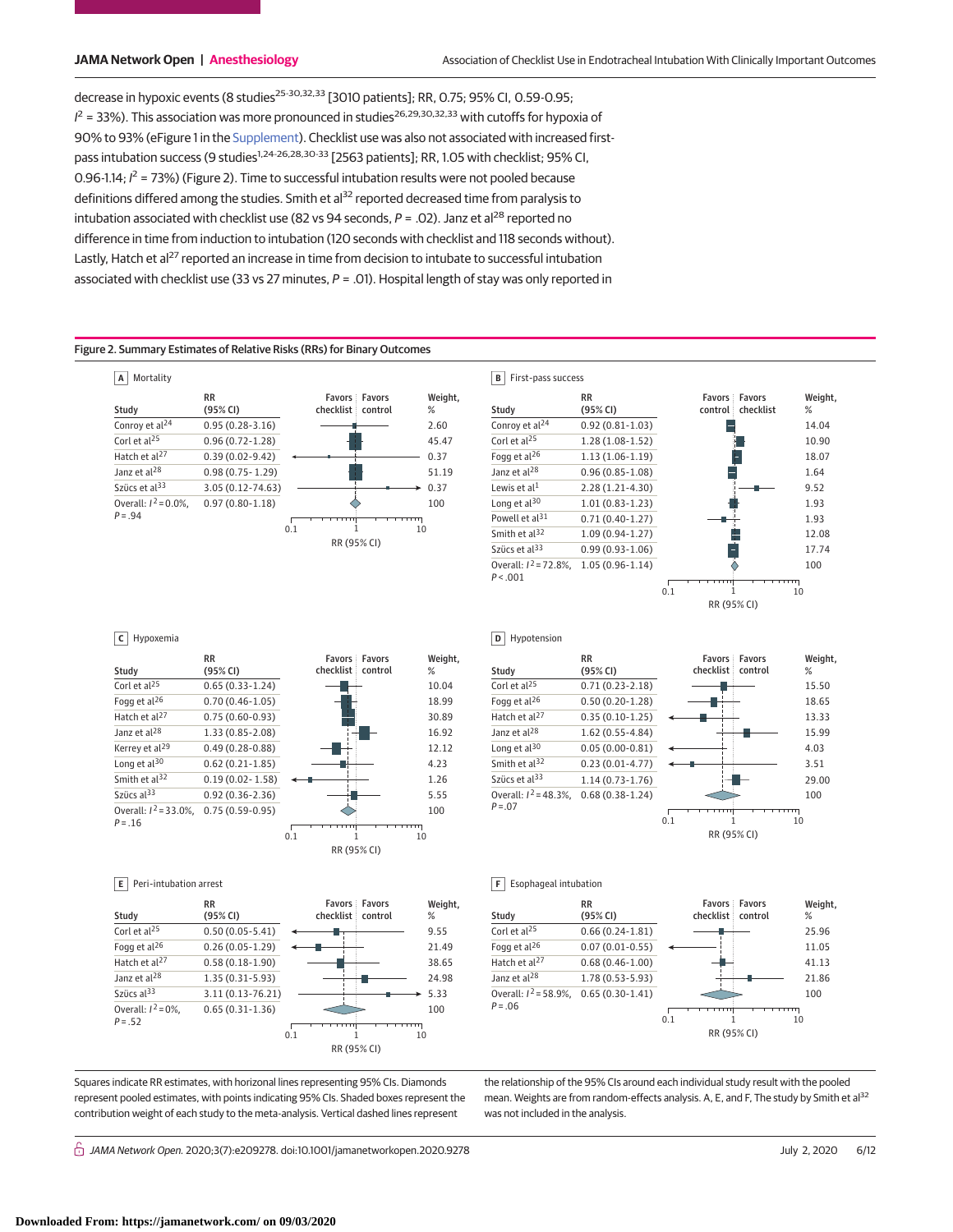decrease in hypoxic events (8 studies[25-30,32,33] [3010 patients]; RR, 0.75; 95% CI, 0.59-0.95; $I^2$ = 33%). This association was more pronounced in studies[26,29,30,32,33] with cutoffs for hypoxia of 90% to 93% (eFigure 1 in the Supplement). Checklist use was also not associated with increased first-pass intubation success (9 studies[1,24-26,28,30-33] [2563 patients]; RR, 1.05 with checklist; 95% CI, 0.96-1.14; $I^2$ = 73%) (Figure 2). Time to successful intubation results were not pooled because definitions differed among the studies. Smith et al[32] reported decreased time from paralysis to intubation associated with checklist use (82 vs 94 seconds, *P* = .02). Janz et al[28] reported no difference in time from induction to intubation (120 seconds with checklist and 118 seconds without). Lastly, Hatch et al[27] reported an increase in time from decision to intubate to successful intubation associated with checklist use (33 vs 27 minutes, *P* = .01). Hospital length of stay was only reported in

**Figure 2. Summary Estimates of Relative Risks (RRs) for Binary Outcomes**

**A Mortality**

| Study | RR (95% CI) | Weight, % |
|---|---|---|
| Conroy et al[24] | 0.95 (0.28-3.16) | 2.60 |
| Corl et al[25] | 0.96 (0.72-1.28) | 45.47 |
| Hatch et al[27] | 0.39 (0.02-9.42) | 0.37 |
| Janz et al[28] | 0.98 (0.75-1.29) | 51.19 |
| Szücs et al[33] | 3.05 (0.12-74.63) | 0.37 |
| Overall: $I^2$ = 0.0%, *P* = .94 | 0.97 (0.80-1.18) | 100 |

**B First-pass success**

| Study | RR (95% CI) | Weight, % |
|---|---|---|
| Conroy et al[24] | 0.92 (0.81-1.03) | 14.04 |
| Corl et al[25] | 1.28 (1.08-1.52) | 10.90 |
| Fogg et al[26] | 1.13 (1.06-1.19) | 18.07 |
| Janz et al[28] | 0.96 (0.85-1.08) | 1.64 |
| Lewis et al[1] | 2.28 (1.21-4.30) | 9.52 |
| Long et al[30] | 1.01 (0.83-1.23) | 1.93 |
| Powell et al[31] | 0.71 (0.40-1.27) | 1.93 |
| Smith et al[32] | 1.09 (0.94-1.27) | 12.08 |
| Szücs et al[33] | 0.99 (0.93-1.06) | 17.74 |
| Overall: $I^2$ = 72.8%, *P* < .001 | 1.05 (0.96-1.14) | 100 |

**C Hypoxemia**

| Study | RR (95% CI) | Weight, % |
|---|---|---|
| Corl et al[25] | 0.65 (0.33-1.24) | 10.04 |
| Fogg et al[26] | 0.70 (0.46-1.05) | 18.99 |
| Hatch et al[27] | 0.75 (0.60-0.93) | 30.89 |
| Janz et al[28] | 1.33 (0.85-2.08) | 16.92 |
| Kerrey et al[29] | 0.49 (0.28-0.88) | 12.12 |
| Long et al[30] | 0.62 (0.21-1.85) | 4.23 |
| Smith et al[32] | 0.19 (0.02-1.58) | 1.26 |
| Szücs al[33] | 0.92 (0.36-2.36) | 5.55 |
| Overall: $I^2$ = 33.0%, *P* = .16 | 0.75 (0.59-0.95) | 100 |

**D Hypotension**

| Study | RR (95% CI) | Weight, % |
|---|---|---|
| Corl et al[25] | 0.71 (0.23-2.18) | 15.50 |
| Fogg et al[26] | 0.50 (0.20-1.28) | 18.65 |
| Hatch et al[27] | 0.35 (0.10-1.25) | 13.33 |
| Janz et al[28] | 1.62 (0.55-4.84) | 15.99 |
| Long et al[30] | 0.05 (0.00-0.81) | 4.03 |
| Smith et al[32] | 0.23 (0.01-4.77) | 3.51 |
| Szücs et al[33] | 1.14 (0.73-1.76) | 29.00 |
| Overall: $I^2$ = 48.3%, *P* = .07 | 0.68 (0.38-1.24) | 100 |

**E Peri-intubation arrest**

| Study | RR (95% CI) | Weight, % |
|---|---|---|
| Corl et al[25] | 0.50 (0.05-5.41) | 9.55 |
| Fogg et al[26] | 0.26 (0.05-1.29) | 21.49 |
| Hatch et al[27] | 0.58 (0.18-1.90) | 38.65 |
| Janz et al[28] | 1.35 (0.31-5.93) | 24.98 |
| Szücs al[33] | 3.11 (0.13-76.21) | 5.33 |
| Overall: $I^2$ = 0%, *P* = .52 | 0.65 (0.31-1.36) | 100 |

**F Esophageal intubation**

| Study | RR (95% CI) | Weight, % |
|---|---|---|
| Corl et al[25] | 0.66 (0.24-1.81) | 25.96 |
| Fogg et al[26] | 0.07 (0.01-0.55) | 11.05 |
| Hatch et al[27] | 0.68 (0.46-1.00) | 41.13 |
| Janz et al[28] | 1.78 (0.53-5.93) | 21.86 |
| Overall: $I^2$ = 58.9%, *P* = .06 | 0.65 (0.30-1.41) | 100 |

Squares indicate RR estimates, with horizonal lines representing 95% CIs. Diamonds represent pooled estimates, with points indicating 95% CIs. Shaded boxes represent the contribution weight of each study to the meta-analysis. Vertical dashed lines represent the relationship of the 95% CIs around each individual study result with the pooled mean. Weights are from random-effects analysis. A, E, and F, The study by Smith et al[32] was not included in the analysis.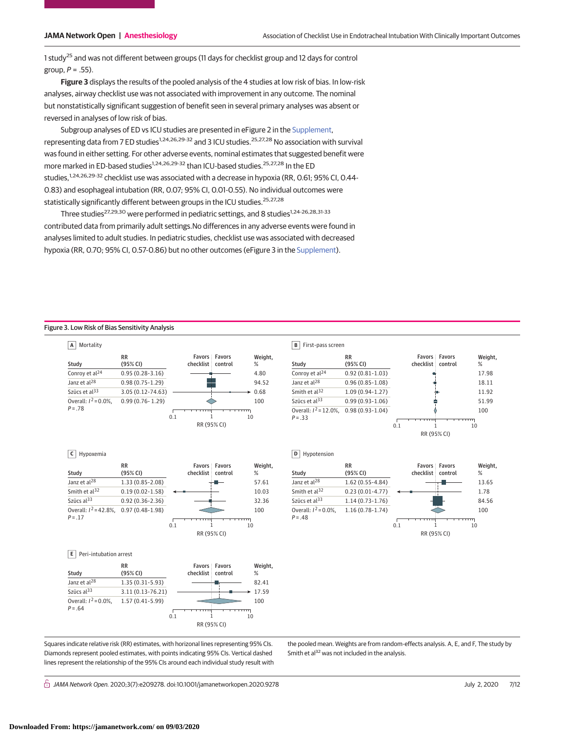1 study[25] and was not different between groups (11 days for checklist group and 12 days for control group, $P = .55$).

**Figure 3** displays the results of the pooled analysis of the 4 studies at low risk of bias. In low-risk analyses, airway checklist use was not associated with improvement in any outcome. The nominal but nonstatistically significant suggestion of benefit seen in several primary analyses was absent or reversed in analyses of low risk of bias.

Subgroup analyses of ED vs ICU studies are presented in eFigure 2 in the Supplement, representing data from 7 ED studies[1,24,26,29-32] and 3 ICU studies.[25,27,28] No association with survival was found in either setting. For other adverse events, nominal estimates that suggested benefit were more marked in ED-based studies[1,24,26,29-32] than ICU-based studies.[25,27,28] In the ED studies,[1,24,26,29-32] checklist use was associated with a decrease in hypoxia (RR, 0.61; 95% CI, 0.44-0.83) and esophageal intubation (RR, 0.07; 95% CI, 0.01-0.55). No individual outcomes were statistically significantly different between groups in the ICU studies.[25,27,28]

Three studies[27,29,30] were performed in pediatric settings, and 8 studies[1,24-26,28,31-33] contributed data from primarily adult settings. No differences in any adverse events were found in analyses limited to adult studies. In pediatric studies, checklist use was associated with decreased hypoxia (RR, 0.70; 95% CI, 0.57-0.86) but no other outcomes (eFigure 3 in the Supplement).

**Figure 3. Low Risk of Bias Sensitivity Analysis**

**A Mortality**

| Study | RR (95% CI) | Weight, % |
|---|---|---|
| Conroy et al[24] | 0.95 (0.28-3.16) | 4.80 |
| Janz et al[28] | 0.98 (0.75-1.29) | 94.52 |
| Szücs et al[33] | 3.05 (0.12-74.63) | 0.68 |
| Overall: $I^2 = 0.0\%$, $P = .78$ | 0.99 (0.76-1.29) | 100 |

**B First-pass screen**

| Study | RR (95% CI) | Weight, % |
|---|---|---|
| Conroy et al[24] | 0.92 (0.81-1.03) | 17.98 |
| Janz et al[28] | 0.96 (0.85-1.08) | 18.11 |
| Smith et al[32] | 1.09 (0.94-1.27) | 11.92 |
| Szücs et al[33] | 0.99 (0.93-1.06) | 51.99 |
| Overall: $I^2 = 12.0\%$, $P = .33$ | 0.98 (0.93-1.04) | 100 |

**C Hypoxemia**

| Study | RR (95% CI) | Weight, % |
|---|---|---|
| Janz et al[28] | 1.33 (0.85-2.08) | 57.61 |
| Smith et al[32] | 0.19 (0.02-1.58) | 10.03 |
| Szücs al[33] | 0.92 (0.36-2.36) | 32.36 |
| Overall: $I^2 = 42.8\%$, $P = .17$ | 0.97 (0.48-1.98) | 100 |

**D Hypotension**

| Study | RR (95% CI) | Weight, % |
|---|---|---|
| Janz et al[28] | 1.62 (0.55-4.84) | 13.65 |
| Smith et al[32] | 0.23 (0.01-4.77) | 1.78 |
| Szücs et al[33] | 1.14 (0.73-1.76) | 84.56 |
| Overall: $I^2 = 0.0\%$, $P = .48$ | 1.16 (0.78-1.74) | 100 |

**E Peri-intubation arrest**

| Study | RR (95% CI) | Weight, % |
|---|---|---|
| Janz et al[28] | 1.35 (0.31-5.93) | 82.41 |
| Szücs et al[33] | 3.11 (0.13-76.21) | 17.59 |
| Overall: $I^2 = 0.0\%$, $P = .64$ | 1.57 (0.41-5.99) | 100 |

Squares indicate relative risk (RR) estimates, with horizontal lines representing 95% CIs. Diamonds represent pooled estimates, with points indicating 95% CIs. Vertical dashed lines represent the relationship of the 95% CIs around each individual study result with the pooled mean. Weights are from random-effects analysis. A, E, and F, The study by Smith et al[32] was not included in the analysis.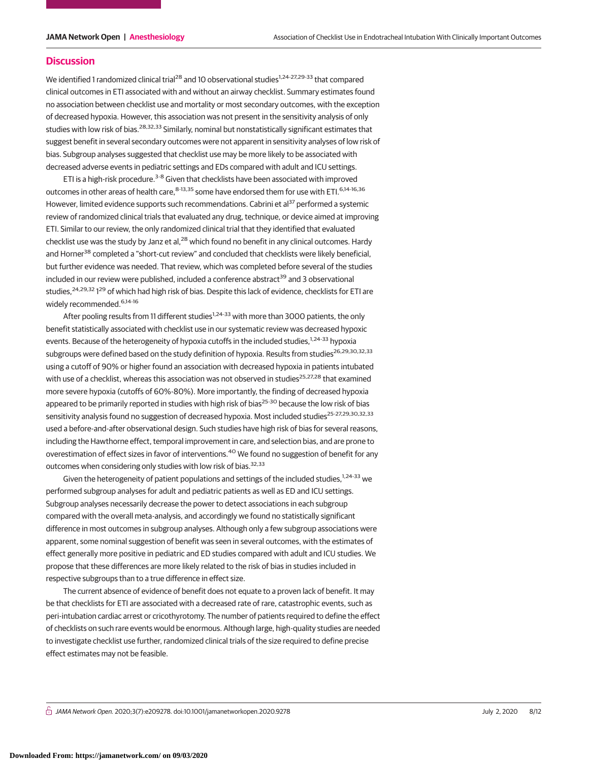## Discussion

We identified 1 randomized clinical trial[28] and 10 observational studies[1,24-27,29-33] that compared clinical outcomes in ETI associated with and without an airway checklist. Summary estimates found no association between checklist use and mortality or most secondary outcomes, with the exception of decreased hypoxia. However, this association was not present in the sensitivity analysis of only studies with low risk of bias.[28,32,33] Similarly, nominal but nonstatistically significant estimates that suggest benefit in several secondary outcomes were not apparent in sensitivity analyses of low risk of bias. Subgroup analyses suggested that checklist use may be more likely to be associated with decreased adverse events in pediatric settings and EDs compared with adult and ICU settings.

ETI is a high-risk procedure.[3-8] Given that checklists have been associated with improved outcomes in other areas of health care,[8-13,35] some have endorsed them for use with ETI.[6,14-16,36] However, limited evidence supports such recommendations. Cabrini et al[37] performed a systemic review of randomized clinical trials that evaluated any drug, technique, or device aimed at improving ETI. Similar to our review, the only randomized clinical trial that they identified that evaluated checklist use was the study by Janz et al,[28] which found no benefit in any clinical outcomes. Hardy and Horner[38] completed a "short-cut review" and concluded that checklists were likely beneficial, but further evidence was needed. That review, which was completed before several of the studies included in our review were published, included a conference abstract[39] and 3 observational studies,[24,29,32] 1[29] of which had high risk of bias. Despite this lack of evidence, checklists for ETI are widely recommended.[6,14-16]

After pooling results from 11 different studies[1,24-33] with more than 3000 patients, the only benefit statistically associated with checklist use in our systematic review was decreased hypoxic events. Because of the heterogeneity of hypoxia cutoffs in the included studies,[1,24-33] hypoxia subgroups were defined based on the study definition of hypoxia. Results from studies[26,29,30,32,33] using a cutoff of 90% or higher found an association with decreased hypoxia in patients intubated with use of a checklist, whereas this association was not observed in studies[25,27,28] that examined more severe hypoxia (cutoffs of 60%-80%). More importantly, the finding of decreased hypoxia appeared to be primarily reported in studies with high risk of bias[25-30] because the low risk of bias sensitivity analysis found no suggestion of decreased hypoxia. Most included studies[25-27,29,30,32,33] used a before-and-after observational design. Such studies have high risk of bias for several reasons, including the Hawthorne effect, temporal improvement in care, and selection bias, and are prone to overestimation of effect sizes in favor of interventions.[40] We found no suggestion of benefit for any outcomes when considering only studies with low risk of bias.[32,33]

Given the heterogeneity of patient populations and settings of the included studies,[1,24-33] we performed subgroup analyses for adult and pediatric patients as well as ED and ICU settings. Subgroup analyses necessarily decrease the power to detect associations in each subgroup compared with the overall meta-analysis, and accordingly we found no statistically significant difference in most outcomes in subgroup analyses. Although only a few subgroup associations were apparent, some nominal suggestion of benefit was seen in several outcomes, with the estimates of effect generally more positive in pediatric and ED studies compared with adult and ICU studies. We propose that these differences are more likely related to the risk of bias in studies included in respective subgroups than to a true difference in effect size.

The current absence of evidence of benefit does not equate to a proven lack of benefit. It may be that checklists for ETI are associated with a decreased rate of rare, catastrophic events, such as peri-intubation cardiac arrest or cricothyrotomy. The number of patients required to define the effect of checklists on such rare events would be enormous. Although large, high-quality studies are needed to investigate checklist use further, randomized clinical trials of the size required to define precise effect estimates may not be feasible.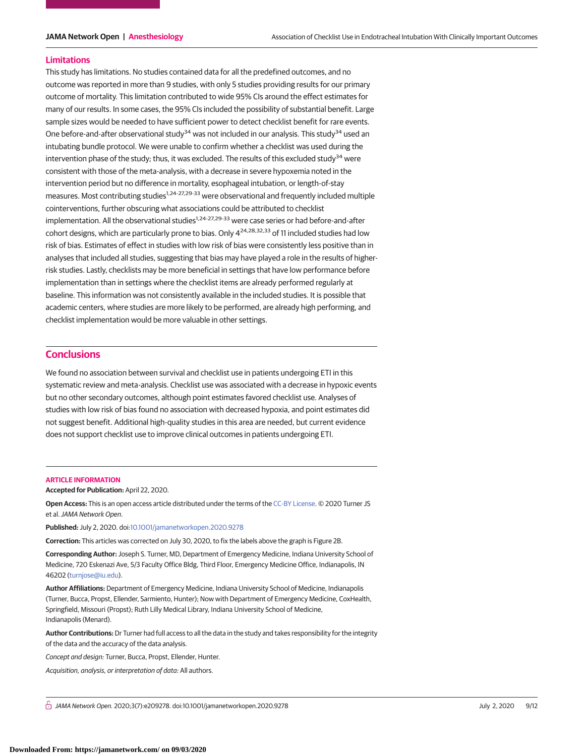## Limitations

This study has limitations. No studies contained data for all the predefined outcomes, and no outcome was reported in more than 9 studies, with only 5 studies providing results for our primary outcome of mortality. This limitation contributed to wide 95% CIs around the effect estimates for many of our results. In some cases, the 95% CIs included the possibility of substantial benefit. Large sample sizes would be needed to have sufficient power to detect checklist benefit for rare events. One before-and-after observational study[34] was not included in our analysis. This study[34] used an intubating bundle protocol. We were unable to confirm whether a checklist was used during the intervention phase of the study; thus, it was excluded. The results of this excluded study[34] were consistent with those of the meta-analysis, with a decrease in severe hypoxemia noted in the intervention period but no difference in mortality, esophageal intubation, or length-of-stay measures. Most contributing studies[1,24-27,29-33] were observational and frequently included multiple cointerventions, further obscuring what associations could be attributed to checklist implementation. All the observational studies[1,24-27,29-33] were case series or had before-and-after cohort designs, which are particularly prone to bias. Only 4[24,28,32,33] of 11 included studies had low risk of bias. Estimates of effect in studies with low risk of bias were consistently less positive than in analyses that included all studies, suggesting that bias may have played a role in the results of higher-risk studies. Lastly, checklists may be more beneficial in settings that have low performance before implementation than in settings where the checklist items are already performed regularly at baseline. This information was not consistently available in the included studies. It is possible that academic centers, where studies are more likely to be performed, are already high performing, and checklist implementation would be more valuable in other settings.

## Conclusions

We found no association between survival and checklist use in patients undergoing ETI in this systematic review and meta-analysis. Checklist use was associated with a decrease in hypoxic events but no other secondary outcomes, although point estimates favored checklist use. Analyses of studies with low risk of bias found no association with decreased hypoxia, and point estimates did not suggest benefit. Additional high-quality studies in this area are needed, but current evidence does not support checklist use to improve clinical outcomes in patients undergoing ETI.

### ARTICLE INFORMATION

**Accepted for Publication:** April 22, 2020.

**Open Access:** This is an open access article distributed under the terms of the CC-BY License. © 2020 Turner JS et al. *JAMA Network Open*.

**Published:** July 2, 2020. doi:10.1001/jamanetworkopen.2020.9278

**Correction:** This articles was corrected on July 30, 2020, to fix the labels above the graph is Figure 2B.

**Corresponding Author:** Joseph S. Turner, MD, Department of Emergency Medicine, Indiana University School of Medicine, 720 Eskenazi Ave, 5/3 Faculty Office Bldg, Third Floor, Emergency Medicine Office, Indianapolis, IN 46202 (turnjose@iu.edu).

**Author Affiliations:** Department of Emergency Medicine, Indiana University School of Medicine, Indianapolis (Turner, Bucca, Propst, Ellender, Sarmiento, Hunter); Now with Department of Emergency Medicine, CoxHealth, Springfield, Missouri (Propst); Ruth Lilly Medical Library, Indiana University School of Medicine, Indianapolis (Menard).

**Author Contributions:** Dr Turner had full access to all the data in the study and takes responsibility for the integrity of the data and the accuracy of the data analysis.

*Concept and design:* Turner, Bucca, Propst, Ellender, Hunter.

*Acquisition, analysis, or interpretation of data:* All authors.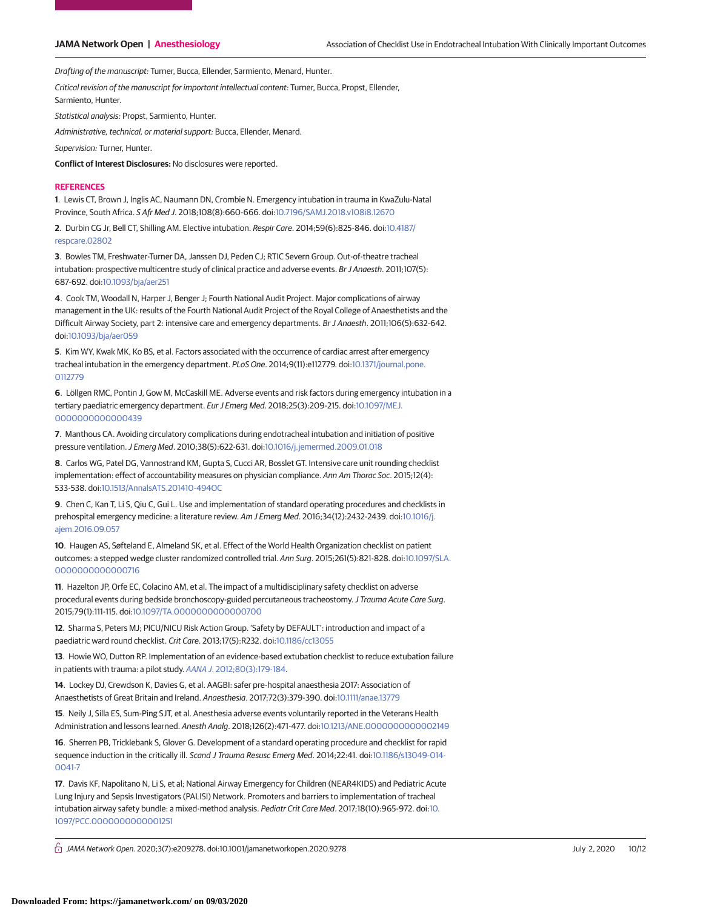*Drafting of the manuscript:* Turner, Bucca, Ellender, Sarmiento, Menard, Hunter.

*Critical revision of the manuscript for important intellectual content:* Turner, Bucca, Propst, Ellender, Sarmiento, Hunter.

*Statistical analysis:* Propst, Sarmiento, Hunter.

*Administrative, technical, or material support:* Bucca, Ellender, Menard.

*Supervision:* Turner, Hunter.

**Conflict of Interest Disclosures:** No disclosures were reported.

## REFERENCES

**1**. Lewis CT, Brown J, Inglis AC, Naumann DN, Crombie N. Emergency intubation in trauma in KwaZulu-Natal Province, South Africa. *S Afr Med J*. 2018;108(8):660-666. doi:10.7196/SAMJ.2018.v108i8.12670

**2**. Durbin CG Jr, Bell CT, Shilling AM. Elective intubation. *Respir Care*. 2014;59(6):825-846. doi:10.4187/respcare.02802

**3**. Bowles TM, Freshwater-Turner DA, Janssen DJ, Peden CJ; RTIC Severn Group. Out-of-theatre tracheal intubation: prospective multicentre study of clinical practice and adverse events. *Br J Anaesth*. 2011;107(5):687-692. doi:10.1093/bja/aer251

**4**. Cook TM, Woodall N, Harper J, Benger J; Fourth National Audit Project. Major complications of airway management in the UK: results of the Fourth National Audit Project of the Royal College of Anaesthetists and the Difficult Airway Society, part 2: intensive care and emergency departments. *Br J Anaesth*. 2011;106(5):632-642. doi:10.1093/bja/aer059

**5**. Kim WY, Kwak MK, Ko BS, et al. Factors associated with the occurrence of cardiac arrest after emergency tracheal intubation in the emergency department. *PLoS One*. 2014;9(11):e112779. doi:10.1371/journal.pone.0112779

**6**. Löllgen RMC, Pontin J, Gow M, McCaskill ME. Adverse events and risk factors during emergency intubation in a tertiary paediatric emergency department. *Eur J Emerg Med*. 2018;25(3):209-215. doi:10.1097/MEJ.0000000000000439

**7**. Manthous CA. Avoiding circulatory complications during endotracheal intubation and initiation of positive pressure ventilation. *J Emerg Med*. 2010;38(5):622-631. doi:10.1016/j.jemermed.2009.01.018

**8**. Carlos WG, Patel DG, Vannostrand KM, Gupta S, Cucci AR, Bosslet GT. Intensive care unit rounding checklist implementation: effect of accountability measures on physician compliance. *Ann Am Thorac Soc*. 2015;12(4):533-538. doi:10.1513/AnnalsATS.201410-494OC

**9**. Chen C, Kan T, Li S, Qiu C, Gui L. Use and implementation of standard operating procedures and checklists in prehospital emergency medicine: a literature review. *Am J Emerg Med*. 2016;34(12):2432-2439. doi:10.1016/j.ajem.2016.09.057

**10**. Haugen AS, Søfteland E, Almeland SK, et al. Effect of the World Health Organization checklist on patient outcomes: a stepped wedge cluster randomized controlled trial. *Ann Surg*. 2015;261(5):821-828. doi:10.1097/SLA.0000000000000716

**11**. Hazelton JP, Orfe EC, Colacino AM, et al. The impact of a multidisciplinary safety checklist on adverse procedural events during bedside bronchoscopy-guided percutaneous tracheostomy. *J Trauma Acute Care Surg*. 2015;79(1):111-115. doi:10.1097/TA.0000000000000700

**12**. Sharma S, Peters MJ; PICU/NICU Risk Action Group. 'Safety by DEFAULT': introduction and impact of a paediatric ward round checklist. *Crit Care*. 2013;17(5):R232. doi:10.1186/cc13055

**13**. Howie WO, Dutton RP. Implementation of an evidence-based extubation checklist to reduce extubation failure in patients with trauma: a pilot study. *AANA J*. 2012;80(3):179-184.

**14**. Lockey DJ, Crewdson K, Davies G, et al. AAGBI: safer pre-hospital anaesthesia 2017: Association of Anaesthetists of Great Britain and Ireland. *Anaesthesia*. 2017;72(3):379-390. doi:10.1111/anae.13779

**15**. Neily J, Silla ES, Sum-Ping SJT, et al. Anesthesia adverse events voluntarily reported in the Veterans Health Administration and lessons learned. *Anesth Analg*. 2018;126(2):471-477. doi:10.1213/ANE.0000000000002149

**16**. Sherren PB, Tricklebank S, Glover G. Development of a standard operating procedure and checklist for rapid sequence induction in the critically ill. *Scand J Trauma Resusc Emerg Med*. 2014;22:41. doi:10.1186/s13049-014-0041-7

**17**. Davis KF, Napolitano N, Li S, et al; National Airway Emergency for Children (NEAR4KIDS) and Pediatric Acute Lung Injury and Sepsis Investigators (PALISI) Network. Promoters and barriers to implementation of tracheal intubation airway safety bundle: a mixed-method analysis. *Pediatr Crit Care Med*. 2017;18(10):965-972. doi:10.1097/PCC.0000000000001251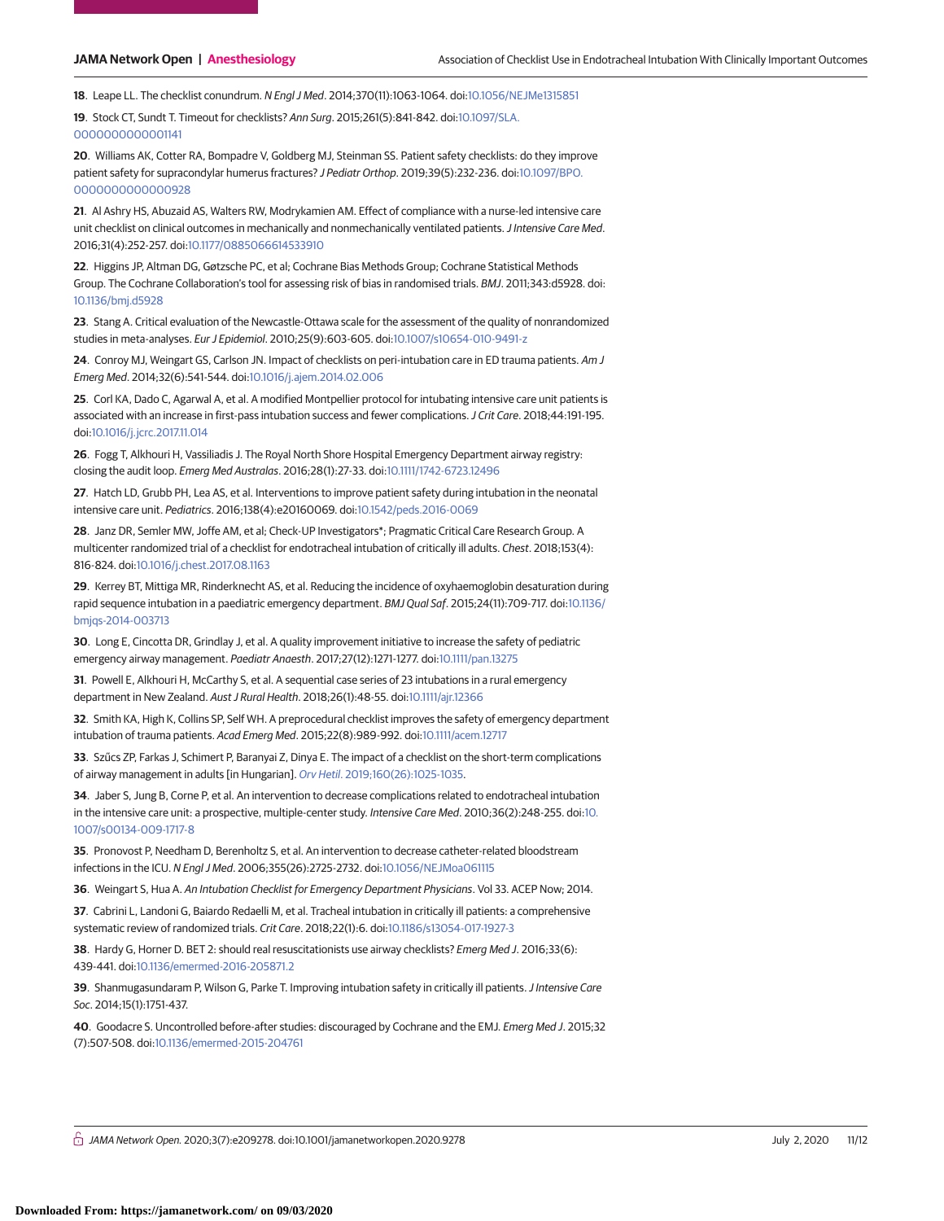18. Leape LL. The checklist conundrum. *N Engl J Med*. 2014;370(11):1063-1064. doi:10.1056/NEJMe1315851

19. Stock CT, Sundt T. Timeout for checklists? *Ann Surg*. 2015;261(5):841-842. doi:10.1097/SLA.0000000000001141

20. Williams AK, Cotter RA, Bompadre V, Goldberg MJ, Steinman SS. Patient safety checklists: do they improve patient safety for supracondylar humerus fractures? *J Pediatr Orthop*. 2019;39(5):232-236. doi:10.1097/BPO.0000000000000928

21. Al Ashry HS, Abuzaid AS, Walters RW, Modrykamien AM. Effect of compliance with a nurse-led intensive care unit checklist on clinical outcomes in mechanically and nonmechanically ventilated patients. *J Intensive Care Med*. 2016;31(4):252-257. doi:10.1177/0885066614533910

22. Higgins JP, Altman DG, Gøtzsche PC, et al; Cochrane Bias Methods Group; Cochrane Statistical Methods Group. The Cochrane Collaboration's tool for assessing risk of bias in randomised trials. *BMJ*. 2011;343:d5928. doi:10.1136/bmj.d5928

23. Stang A. Critical evaluation of the Newcastle-Ottawa scale for the assessment of the quality of nonrandomized studies in meta-analyses. *Eur J Epidemiol*. 2010;25(9):603-605. doi:10.1007/s10654-010-9491-z

24. Conroy MJ, Weingart GS, Carlson JN. Impact of checklists on peri-intubation care in ED trauma patients. *Am J Emerg Med*. 2014;32(6):541-544. doi:10.1016/j.ajem.2014.02.006

25. Corl KA, Dado C, Agarwal A, et al. A modified Montpellier protocol for intubating intensive care unit patients is associated with an increase in first-pass intubation success and fewer complications. *J Crit Care*. 2018;44:191-195. doi:10.1016/j.jcrc.2017.11.014

26. Fogg T, Alkhouri H, Vassiliadis J. The Royal North Shore Hospital Emergency Department airway registry: closing the audit loop. *Emerg Med Australas*. 2016;28(1):27-33. doi:10.1111/1742-6723.12496

27. Hatch LD, Grubb PH, Lea AS, et al. Interventions to improve patient safety during intubation in the neonatal intensive care unit. *Pediatrics*. 2016;138(4):e20160069. doi:10.1542/peds.2016-0069

28. Janz DR, Semler MW, Joffe AM, et al; Check-UP Investigators*; Pragmatic Critical Care Research Group. A multicenter randomized trial of a checklist for endotracheal intubation of critically ill adults. *Chest*. 2018;153(4):816-824. doi:10.1016/j.chest.2017.08.1163

29. Kerrey BT, Mittiga MR, Rinderknecht AS, et al. Reducing the incidence of oxyhaemoglobin desaturation during rapid sequence intubation in a paediatric emergency department. *BMJ Qual Saf*. 2015;24(11):709-717. doi:10.1136/bmjqs-2014-003713

30. Long E, Cincotta DR, Grindlay J, et al. A quality improvement initiative to increase the safety of pediatric emergency airway management. *Paediatr Anaesth*. 2017;27(12):1271-1277. doi:10.1111/pan.13275

31. Powell E, Alkhouri H, McCarthy S, et al. A sequential case series of 23 intubations in a rural emergency department in New Zealand. *Aust J Rural Health*. 2018;26(1):48-55. doi:10.1111/ajr.12366

32. Smith KA, High K, Collins SP, Self WH. A preprocedural checklist improves the safety of emergency department intubation of trauma patients. *Acad Emerg Med*. 2015;22(8):989-992. doi:10.1111/acem.12717

33. Szűcs ZP, Farkas J, Schimert P, Baranyai Z, Dinya E. The impact of a checklist on the short-term complications of airway management in adults [in Hungarian]. *Orv Hetil*. 2019;160(26):1025-1035.

34. Jaber S, Jung B, Corne P, et al. An intervention to decrease complications related to endotracheal intubation in the intensive care unit: a prospective, multiple-center study. *Intensive Care Med*. 2010;36(2):248-255. doi:10.1007/s00134-009-1717-8

35. Pronovost P, Needham D, Berenholtz S, et al. An intervention to decrease catheter-related bloodstream infections in the ICU. *N Engl J Med*. 2006;355(26):2725-2732. doi:10.1056/NEJMoa061115

36. Weingart S, Hua A. *An Intubation Checklist for Emergency Department Physicians*. Vol 33. ACEP Now; 2014.

37. Cabrini L, Landoni G, Baiardo Redaelli M, et al. Tracheal intubation in critically ill patients: a comprehensive systematic review of randomized trials. *Crit Care*. 2018;22(1):6. doi:10.1186/s13054-017-1927-3

38. Hardy G, Horner D. BET 2: should real resuscitationists use airway checklists? *Emerg Med J*. 2016;33(6):439-441. doi:10.1136/emermed-2016-205871.2

39. Shanmugasundaram P, Wilson G, Parke T. Improving intubation safety in critically ill patients. *J Intensive Care Soc*. 2014;15(1):1751-437.

40. Goodacre S. Uncontrolled before-after studies: discouraged by Cochrane and the EMJ. *Emerg Med J*. 2015;32(7):507-508. doi:10.1136/emermed-2015-204761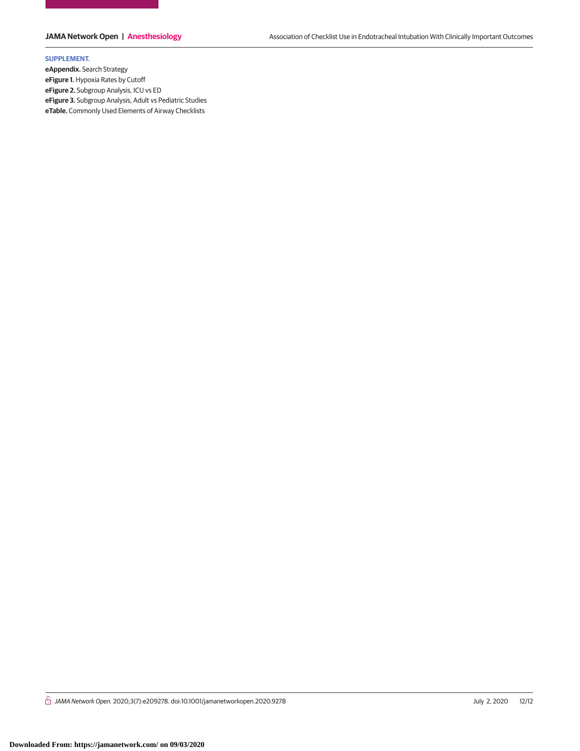**SUPPLEMENT.**

**eAppendix.** Search Strategy

**eFigure 1.** Hypoxia Rates by Cutoff

**eFigure 2.** Subgroup Analysis, ICU vs ED

**eFigure 3.** Subgroup Analysis, Adult vs Pediatric Studies

**eTable.** Commonly Used Elements of Airway Checklists